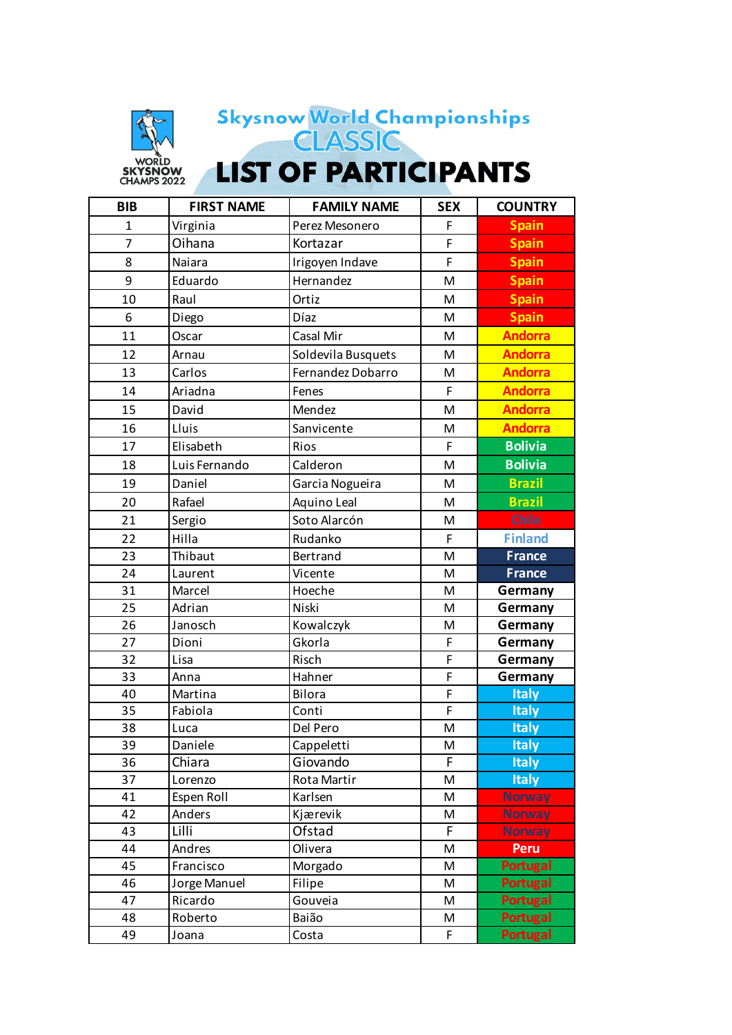WORLD SKYSNOW CHAMPS 2022

# Skysnow World Championships

## CLASSIC

# LIST OF PARTICIPANTS

| BIB | FIRST NAME | FAMILY NAME | SEX | COUNTRY |
|---|---|---|---|---|
| 1 | Virginia | Perez Mesonero | F | Spain |
| 7 | Oihana | Kortazar | F | Spain |
| 8 | Naiara | Irigoyen Indave | F | Spain |
| 9 | Eduardo | Hernandez | M | Spain |
| 10 | Raul | Ortiz | M | Spain |
| 6 | Diego | Díaz | M | Spain |
| 11 | Oscar | Casal Mir | M | Andorra |
| 12 | Arnau | Soldevila Busquets | M | Andorra |
| 13 | Carlos | Fernandez Dobarro | M | Andorra |
| 14 | Ariadna | Fenes | F | Andorra |
| 15 | David | Mendez | M | Andorra |
| 16 | Lluis | Sanvicente | M | Andorra |
| 17 | Elisabeth | Rios | F | Bolivia |
| 18 | Luis Fernando | Calderon | M | Bolivia |
| 19 | Daniel | Garcia Nogueira | M | Brazil |
| 20 | Rafael | Aquino Leal | M | Brazil |
| 21 | Sergio | Soto Alarcón | M | Chile |
| 22 | Hilla | Rudanko | F | Finland |
| 23 | Thibaut | Bertrand | M | France |
| 24 | Laurent | Vicente | M | France |
| 31 | Marcel | Hoeche | M | Germany |
| 25 | Adrian | Niski | M | Germany |
| 26 | Janosch | Kowalczyk | M | Germany |
| 27 | Dioni | Gkorla | F | Germany |
| 32 | Lisa | Risch | F | Germany |
| 33 | Anna | Hahner | F | Germany |
| 40 | Martina | Bilora | F | Italy |
| 35 | Fabiola | Conti | F | Italy |
| 38 | Luca | Del Pero | M | Italy |
| 39 | Daniele | Cappeletti | M | Italy |
| 36 | Chiara | Giovando | F | Italy |
| 37 | Lorenzo | Rota Martir | M | Italy |
| 41 | Espen Roll | Karlsen | M | Norway |
| 42 | Anders | Kjærevik | M | Norway |
| 43 | Lilli | Ofstad | F | Norway |
| 44 | Andres | Olivera | M | Peru |
| 45 | Francisco | Morgado | M | Portugal |
| 46 | Jorge Manuel | Filipe | M | Portugal |
| 47 | Ricardo | Gouveia | M | Portugal |
| 48 | Roberto | Baião | M | Portugal |
| 49 | Joana | Costa | F | Portugal |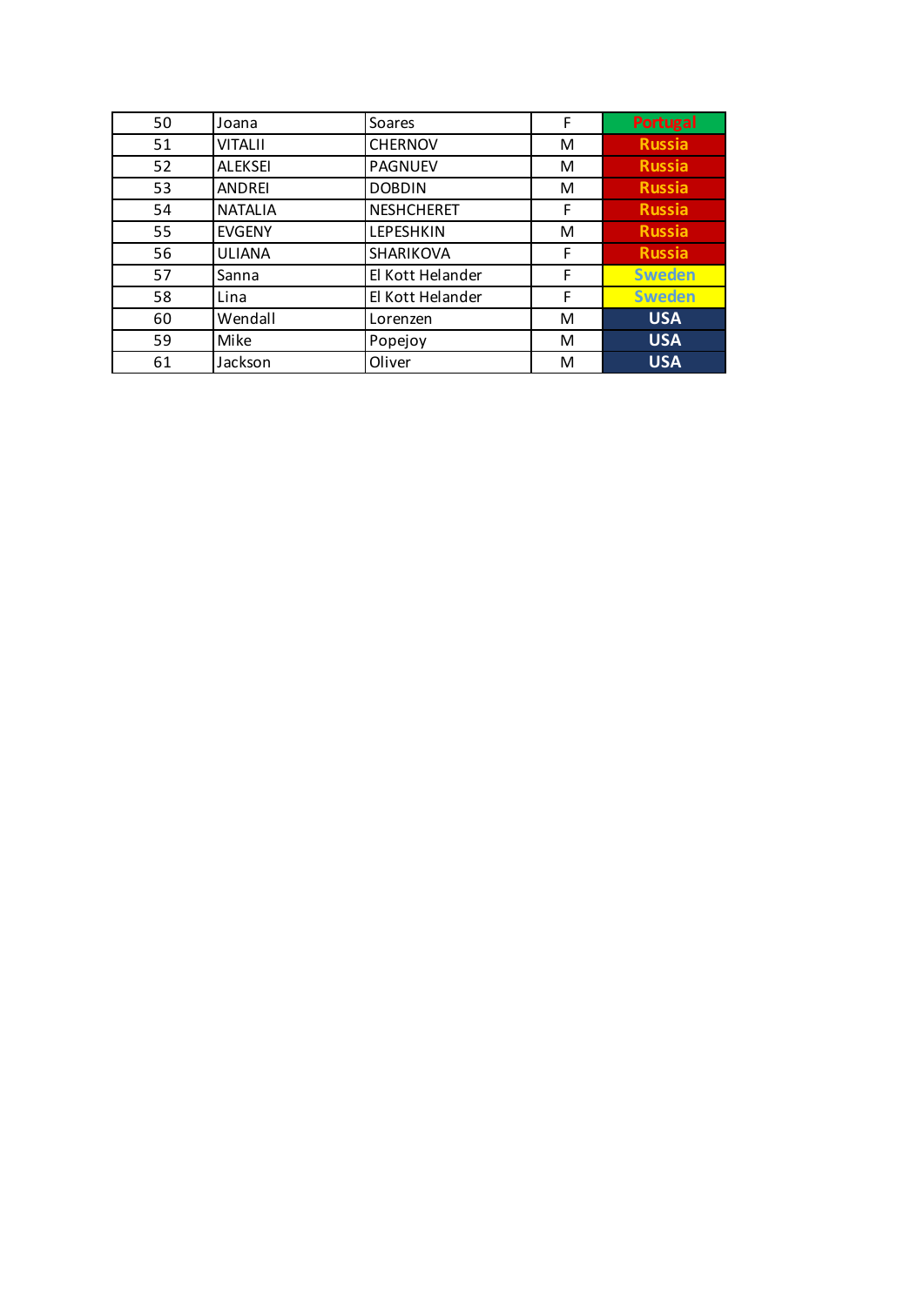| | | | | |
|---|---|---|---|---|
| 50 | Joana | Soares | F | Portugal |
| 51 | VITALII | CHERNOV | M | Russia |
| 52 | ALEKSEI | PAGNUEV | M | Russia |
| 53 | ANDREI | DOBDIN | M | Russia |
| 54 | NATALIA | NESHCHERET | F | Russia |
| 55 | EVGENY | LEPESHKIN | M | Russia |
| 56 | ULIANA | SHARIKOVA | F | Russia |
| 57 | Sanna | El Kott Helander | F | Sweden |
| 58 | Lina | El Kott Helander | F | Sweden |
| 60 | Wendall | Lorenzen | M | USA |
| 59 | Mike | Popejoy | M | USA |
| 61 | Jackson | Oliver | M | USA |